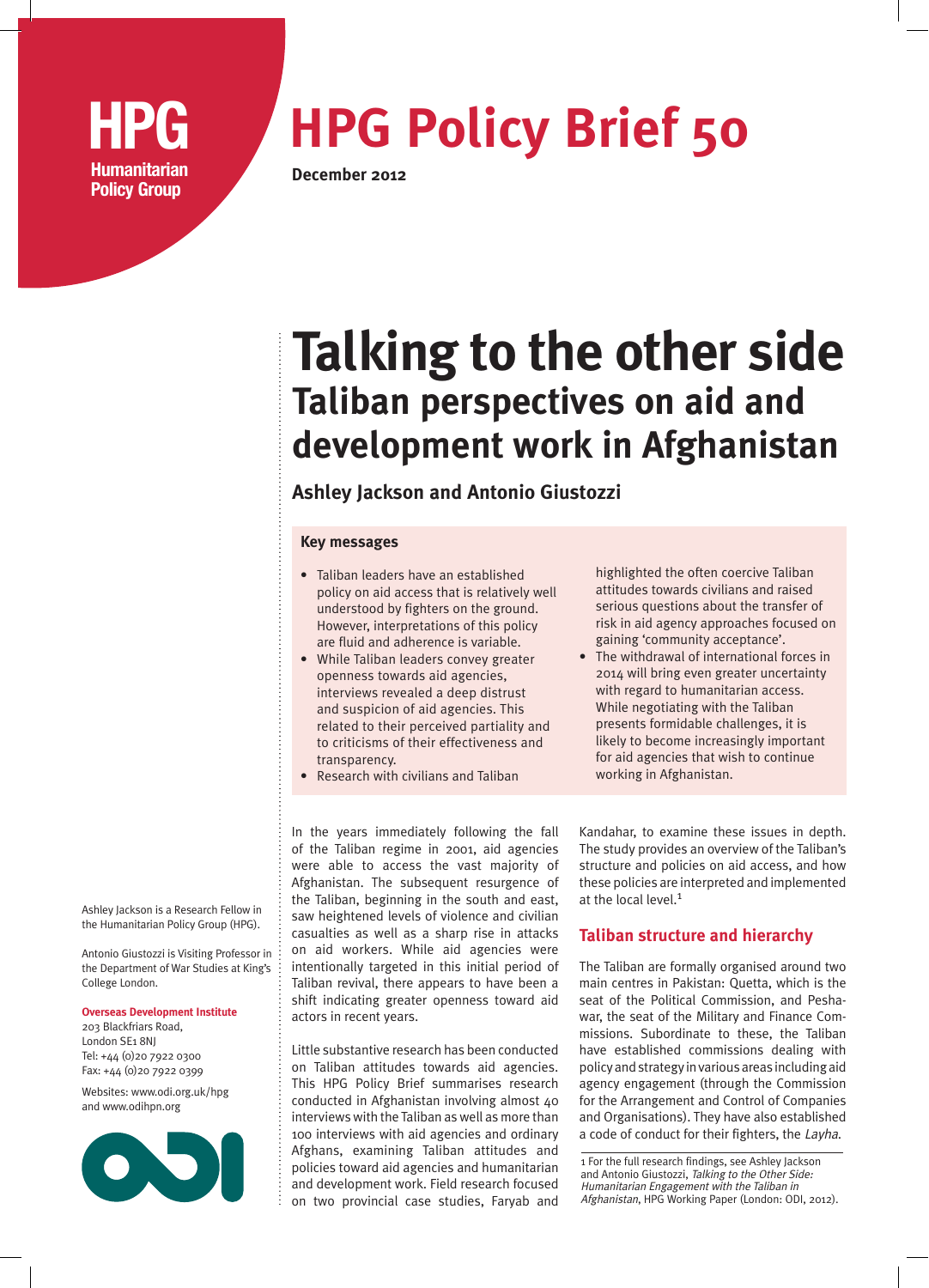HPG
Humanitarian Policy Group

# HPG Policy Brief 50

**December 2012**

# Talking to the other side

## Taliban perspectives on aid and development work in Afghanistan

**Ashley Jackson and Antonio Giustozzi**

### Key messages

- Taliban leaders have an established policy on aid access that is relatively well understood by fighters on the ground. However, interpretations of this policy are fluid and adherence is variable.
- While Taliban leaders convey greater openness towards aid agencies, interviews revealed a deep distrust and suspicion of aid agencies. This related to their perceived partiality and to criticisms of their effectiveness and transparency.
- Research with civilians and Taliban highlighted the often coercive Taliban attitudes towards civilians and raised serious questions about the transfer of risk in aid agency approaches focused on gaining 'community acceptance'.
- The withdrawal of international forces in 2014 will bring even greater uncertainty with regard to humanitarian access. While negotiating with the Taliban presents formidable challenges, it is likely to become increasingly important for aid agencies that wish to continue working in Afghanistan.

In the years immediately following the fall of the Taliban regime in 2001, aid agencies were able to access the vast majority of Afghanistan. The subsequent resurgence of the Taliban, beginning in the south and east, saw heightened levels of violence and civilian casualties as well as a sharp rise in attacks on aid workers. While aid agencies were intentionally targeted in this initial period of Taliban revival, there appears to have been a shift indicating greater openness toward aid actors in recent years.

Little substantive research has been conducted on Taliban attitudes towards aid agencies. This HPG Policy Brief summarises research conducted in Afghanistan involving almost 40 interviews with the Taliban as well as more than 100 interviews with aid agencies and ordinary Afghans, examining Taliban attitudes and policies toward aid agencies and humanitarian and development work. Field research focused on two provincial case studies, Faryab and Kandahar, to examine these issues in depth. The study provides an overview of the Taliban's structure and policies on aid access, and how these policies are interpreted and implemented at the local level.[1]

## Taliban structure and hierarchy

The Taliban are formally organised around two main centres in Pakistan: Quetta, which is the seat of the Political Commission, and Peshawar, the seat of the Military and Finance Commissions. Subordinate to these, the Taliban have established commissions dealing with policy and strategy in various areas including aid agency engagement (through the Commission for the Arrangement and Control of Companies and Organisations). They have also established a code of conduct for their fighters, the *Layha*.

1 For the full research findings, see Ashley Jackson and Antonio Giustozzi, *Talking to the Other Side: Humanitarian Engagement with the Taliban in Afghanistan*, HPG Working Paper (London: ODI, 2012).

Ashley Jackson is a Research Fellow in the Humanitarian Policy Group (HPG).

Antonio Giustozzi is Visiting Professor in the Department of War Studies at King's College London.

**Overseas Development Institute**
203 Blackfriars Road,
London SE1 8NJ
Tel: +44 (0)20 7922 0300
Fax: +44 (0)20 7922 0399

Websites: www.odi.org.uk/hpg and www.odihpn.org

ODI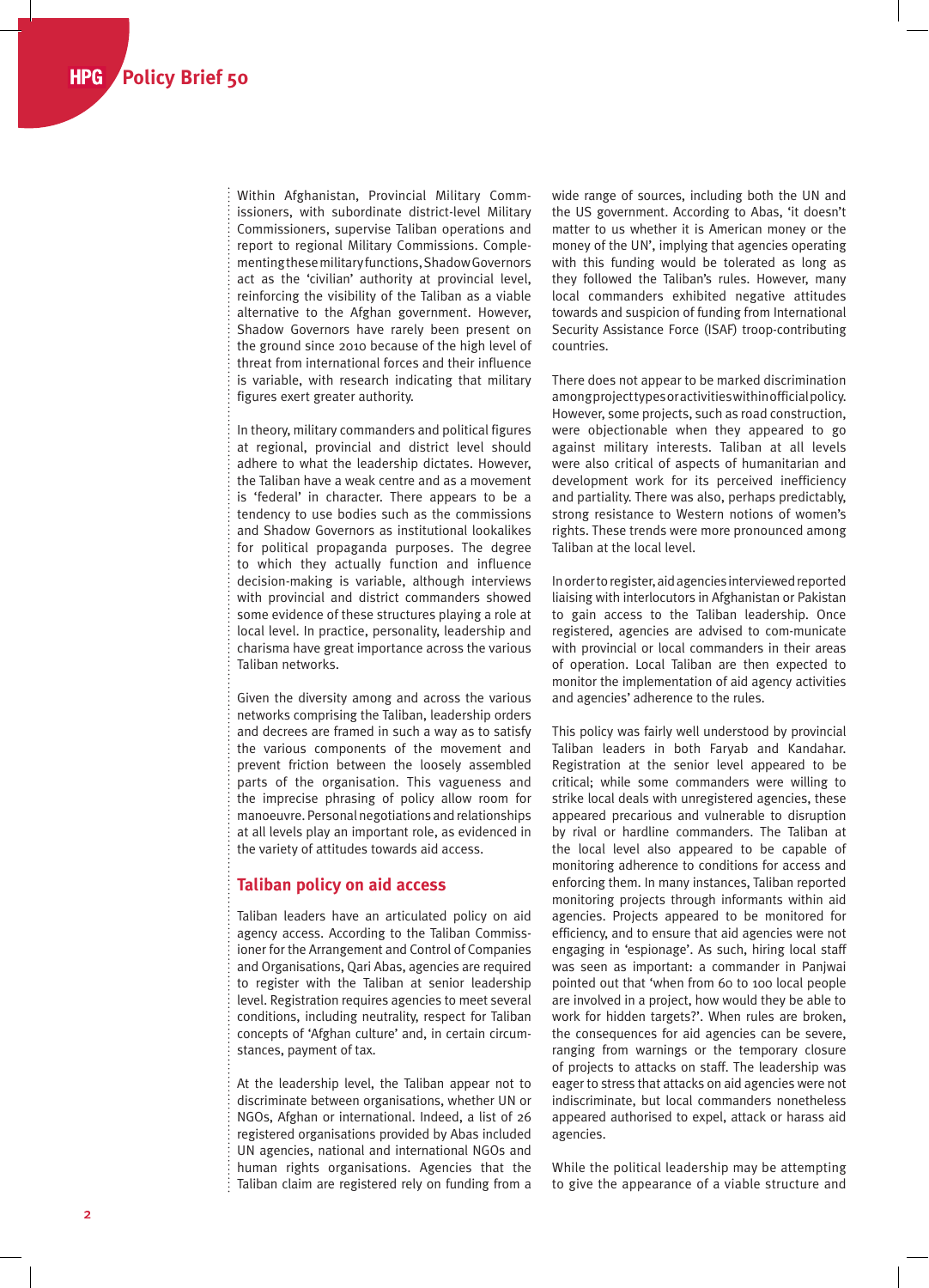Within Afghanistan, Provincial Military Commissioners, with subordinate district-level Military Commissioners, supervise Taliban operations and report to regional Military Commissions. Complementing these military functions, Shadow Governors act as the 'civilian' authority at provincial level, reinforcing the visibility of the Taliban as a viable alternative to the Afghan government. However, Shadow Governors have rarely been present on the ground since 2010 because of the high level of threat from international forces and their influence is variable, with research indicating that military figures exert greater authority.

In theory, military commanders and political figures at regional, provincial and district level should adhere to what the leadership dictates. However, the Taliban have a weak centre and as a movement is 'federal' in character. There appears to be a tendency to use bodies such as the commissions and Shadow Governors as institutional lookalikes for political propaganda purposes. The degree to which they actually function and influence decision-making is variable, although interviews with provincial and district commanders showed some evidence of these structures playing a role at local level. In practice, personality, leadership and charisma have great importance across the various Taliban networks.

Given the diversity among and across the various networks comprising the Taliban, leadership orders and decrees are framed in such a way as to satisfy the various components of the movement and prevent friction between the loosely assembled parts of the organisation. This vagueness and the imprecise phrasing of policy allow room for manoeuvre. Personal negotiations and relationships at all levels play an important role, as evidenced in the variety of attitudes towards aid access.

## Taliban policy on aid access

Taliban leaders have an articulated policy on aid agency access. According to the Taliban Commissioner for the Arrangement and Control of Companies and Organisations, Qari Abas, agencies are required to register with the Taliban at senior leadership level. Registration requires agencies to meet several conditions, including neutrality, respect for Taliban concepts of 'Afghan culture' and, in certain circumstances, payment of tax.

At the leadership level, the Taliban appear not to discriminate between organisations, whether UN or NGOs, Afghan or international. Indeed, a list of 26 registered organisations provided by Abas included UN agencies, national and international NGOs and human rights organisations. Agencies that the Taliban claim are registered rely on funding from a wide range of sources, including both the UN and the US government. According to Abas, 'it doesn't matter to us whether it is American money or the money of the UN', implying that agencies operating with this funding would be tolerated as long as they followed the Taliban's rules. However, many local commanders exhibited negative attitudes towards and suspicion of funding from International Security Assistance Force (ISAF) troop-contributing countries.

There does not appear to be marked discrimination among project types or activities within official policy. However, some projects, such as road construction, were objectionable when they appeared to go against military interests. Taliban at all levels were also critical of aspects of humanitarian and development work for its perceived inefficiency and partiality. There was also, perhaps predictably, strong resistance to Western notions of women's rights. These trends were more pronounced among Taliban at the local level.

In order to register, aid agencies interviewed reported liaising with interlocutors in Afghanistan or Pakistan to gain access to the Taliban leadership. Once registered, agencies are advised to com-municate with provincial or local commanders in their areas of operation. Local Taliban are then expected to monitor the implementation of aid agency activities and agencies' adherence to the rules.

This policy was fairly well understood by provincial Taliban leaders in both Faryab and Kandahar. Registration at the senior level appeared to be critical; while some commanders were willing to strike local deals with unregistered agencies, these appeared precarious and vulnerable to disruption by rival or hardline commanders. The Taliban at the local level also appeared to be capable of monitoring adherence to conditions for access and enforcing them. In many instances, Taliban reported monitoring projects through informants within aid agencies. Projects appeared to be monitored for efficiency, and to ensure that aid agencies were not engaging in 'espionage'. As such, hiring local staff was seen as important: a commander in Panjwai pointed out that 'when from 60 to 100 local people are involved in a project, how would they be able to work for hidden targets?'. When rules are broken, the consequences for aid agencies can be severe, ranging from warnings or the temporary closure of projects to attacks on staff. The leadership was eager to stress that attacks on aid agencies were not indiscriminate, but local commanders nonetheless appeared authorised to expel, attack or harass aid agencies.

While the political leadership may be attempting to give the appearance of a viable structure and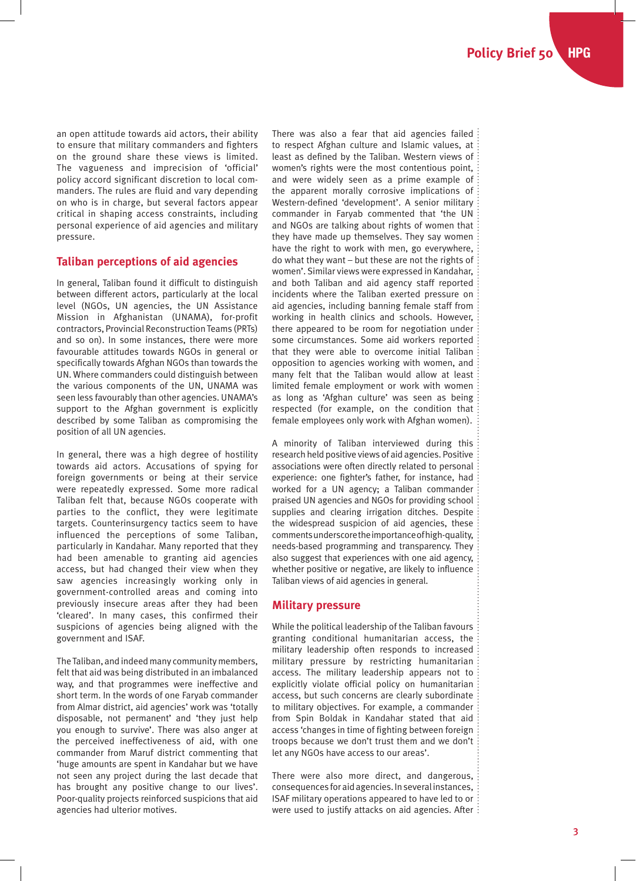an open attitude towards aid actors, their ability to ensure that military commanders and fighters on the ground share these views is limited. The vagueness and imprecision of 'official' policy accord significant discretion to local commanders. The rules are fluid and vary depending on who is in charge, but several factors appear critical in shaping access constraints, including personal experience of aid agencies and military pressure.

## Taliban perceptions of aid agencies

In general, Taliban found it difficult to distinguish between different actors, particularly at the local level (NGOs, UN agencies, the UN Assistance Mission in Afghanistan (UNAMA), for-profit contractors, Provincial Reconstruction Teams (PRTs) and so on). In some instances, there were more favourable attitudes towards NGOs in general or specifically towards Afghan NGOs than towards the UN. Where commanders could distinguish between the various components of the UN, UNAMA was seen less favourably than other agencies. UNAMA's support to the Afghan government is explicitly described by some Taliban as compromising the position of all UN agencies.

In general, there was a high degree of hostility towards aid actors. Accusations of spying for foreign governments or being at their service were repeatedly expressed. Some more radical Taliban felt that, because NGOs cooperate with parties to the conflict, they were legitimate targets. Counterinsurgency tactics seem to have influenced the perceptions of some Taliban, particularly in Kandahar. Many reported that they had been amenable to granting aid agencies access, but had changed their view when they saw agencies increasingly working only in government-controlled areas and coming into previously insecure areas after they had been 'cleared'. In many cases, this confirmed their suspicions of agencies being aligned with the government and ISAF.

The Taliban, and indeed many community members, felt that aid was being distributed in an imbalanced way, and that programmes were ineffective and short term. In the words of one Faryab commander from Almar district, aid agencies' work was 'totally disposable, not permanent' and 'they just help you enough to survive'. There was also anger at the perceived ineffectiveness of aid, with one commander from Maruf district commenting that 'huge amounts are spent in Kandahar but we have not seen any project during the last decade that has brought any positive change to our lives'. Poor-quality projects reinforced suspicions that aid agencies had ulterior motives.

There was also a fear that aid agencies failed to respect Afghan culture and Islamic values, at least as defined by the Taliban. Western views of women's rights were the most contentious point, and were widely seen as a prime example of the apparent morally corrosive implications of Western-defined 'development'. A senior military commander in Faryab commented that 'the UN and NGOs are talking about rights of women that they have made up themselves. They say women have the right to work with men, go everywhere, do what they want – but these are not the rights of women'. Similar views were expressed in Kandahar, and both Taliban and aid agency staff reported incidents where the Taliban exerted pressure on aid agencies, including banning female staff from working in health clinics and schools. However, there appeared to be room for negotiation under some circumstances. Some aid workers reported that they were able to overcome initial Taliban opposition to agencies working with women, and many felt that the Taliban would allow at least limited female employment or work with women as long as 'Afghan culture' was seen as being respected (for example, on the condition that female employees only work with Afghan women).

A minority of Taliban interviewed during this research held positive views of aid agencies. Positive associations were often directly related to personal experience: one fighter's father, for instance, had worked for a UN agency; a Taliban commander praised UN agencies and NGOs for providing school supplies and clearing irrigation ditches. Despite the widespread suspicion of aid agencies, these comments underscore the importance of high-quality, needs-based programming and transparency. They also suggest that experiences with one aid agency, whether positive or negative, are likely to influence Taliban views of aid agencies in general.

## Military pressure

While the political leadership of the Taliban favours granting conditional humanitarian access, the military leadership often responds to increased military pressure by restricting humanitarian access. The military leadership appears not to explicitly violate official policy on humanitarian access, but such concerns are clearly subordinate to military objectives. For example, a commander from Spin Boldak in Kandahar stated that aid access 'changes in time of fighting between foreign troops because we don't trust them and we don't let any NGOs have access to our areas'.

There were also more direct, and dangerous, consequences for aid agencies. In several instances, ISAF military operations appeared to have led to or were used to justify attacks on aid agencies. After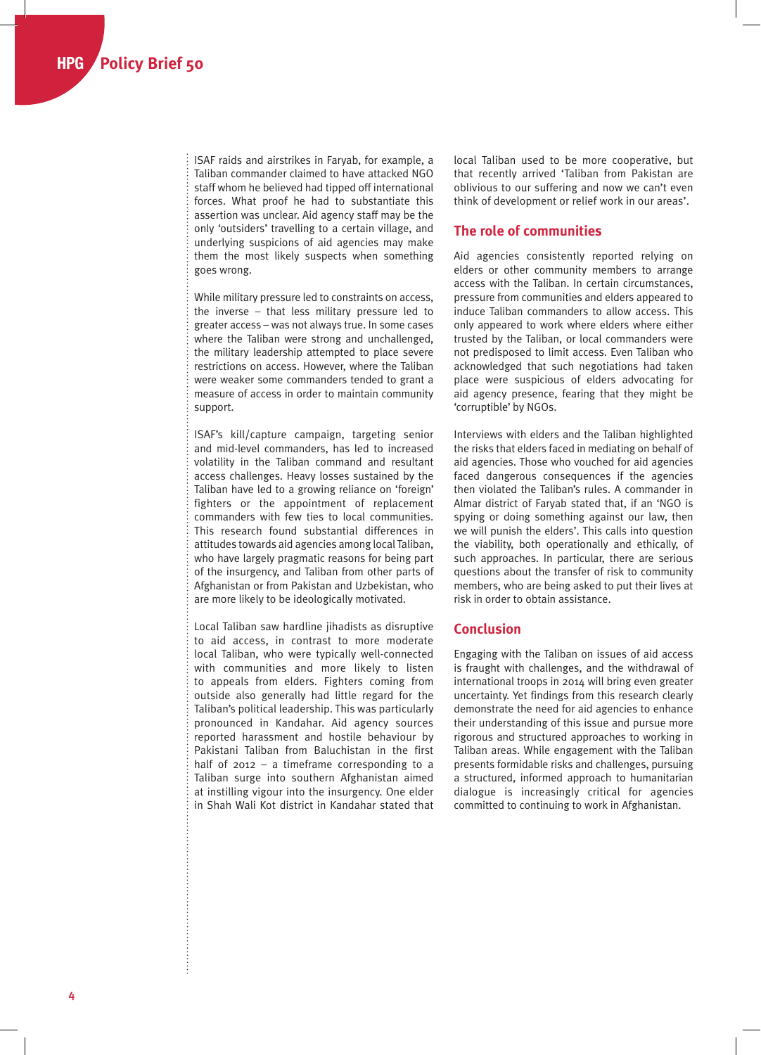ISAF raids and airstrikes in Faryab, for example, a Taliban commander claimed to have attacked NGO staff whom he believed had tipped off international forces. What proof he had to substantiate this assertion was unclear. Aid agency staff may be the only 'outsiders' travelling to a certain village, and underlying suspicions of aid agencies may make them the most likely suspects when something goes wrong.

While military pressure led to constraints on access, the inverse – that less military pressure led to greater access – was not always true. In some cases where the Taliban were strong and unchallenged, the military leadership attempted to place severe restrictions on access. However, where the Taliban were weaker some commanders tended to grant a measure of access in order to maintain community support.

ISAF's kill/capture campaign, targeting senior and mid-level commanders, has led to increased volatility in the Taliban command and resultant access challenges. Heavy losses sustained by the Taliban have led to a growing reliance on 'foreign' fighters or the appointment of replacement commanders with few ties to local communities. This research found substantial differences in attitudes towards aid agencies among local Taliban, who have largely pragmatic reasons for being part of the insurgency, and Taliban from other parts of Afghanistan or from Pakistan and Uzbekistan, who are more likely to be ideologically motivated.

Local Taliban saw hardline jihadists as disruptive to aid access, in contrast to more moderate local Taliban, who were typically well-connected with communities and more likely to listen to appeals from elders. Fighters coming from outside also generally had little regard for the Taliban's political leadership. This was particularly pronounced in Kandahar. Aid agency sources reported harassment and hostile behaviour by Pakistani Taliban from Baluchistan in the first half of 2012 – a timeframe corresponding to a Taliban surge into southern Afghanistan aimed at instilling vigour into the insurgency. One elder in Shah Wali Kot district in Kandahar stated that local Taliban used to be more cooperative, but that recently arrived 'Taliban from Pakistan are oblivious to our suffering and now we can't even think of development or relief work in our areas'.

## The role of communities

Aid agencies consistently reported relying on elders or other community members to arrange access with the Taliban. In certain circumstances, pressure from communities and elders appeared to induce Taliban commanders to allow access. This only appeared to work where elders where either trusted by the Taliban, or local commanders were not predisposed to limit access. Even Taliban who acknowledged that such negotiations had taken place were suspicious of elders advocating for aid agency presence, fearing that they might be 'corruptible' by NGOs.

Interviews with elders and the Taliban highlighted the risks that elders faced in mediating on behalf of aid agencies. Those who vouched for aid agencies faced dangerous consequences if the agencies then violated the Taliban's rules. A commander in Almar district of Faryab stated that, if an 'NGO is spying or doing something against our law, then we will punish the elders'. This calls into question the viability, both operationally and ethically, of such approaches. In particular, there are serious questions about the transfer of risk to community members, who are being asked to put their lives at risk in order to obtain assistance.

## Conclusion

Engaging with the Taliban on issues of aid access is fraught with challenges, and the withdrawal of international troops in 2014 will bring even greater uncertainty. Yet findings from this research clearly demonstrate the need for aid agencies to enhance their understanding of this issue and pursue more rigorous and structured approaches to working in Taliban areas. While engagement with the Taliban presents formidable risks and challenges, pursuing a structured, informed approach to humanitarian dialogue is increasingly critical for agencies committed to continuing to work in Afghanistan.